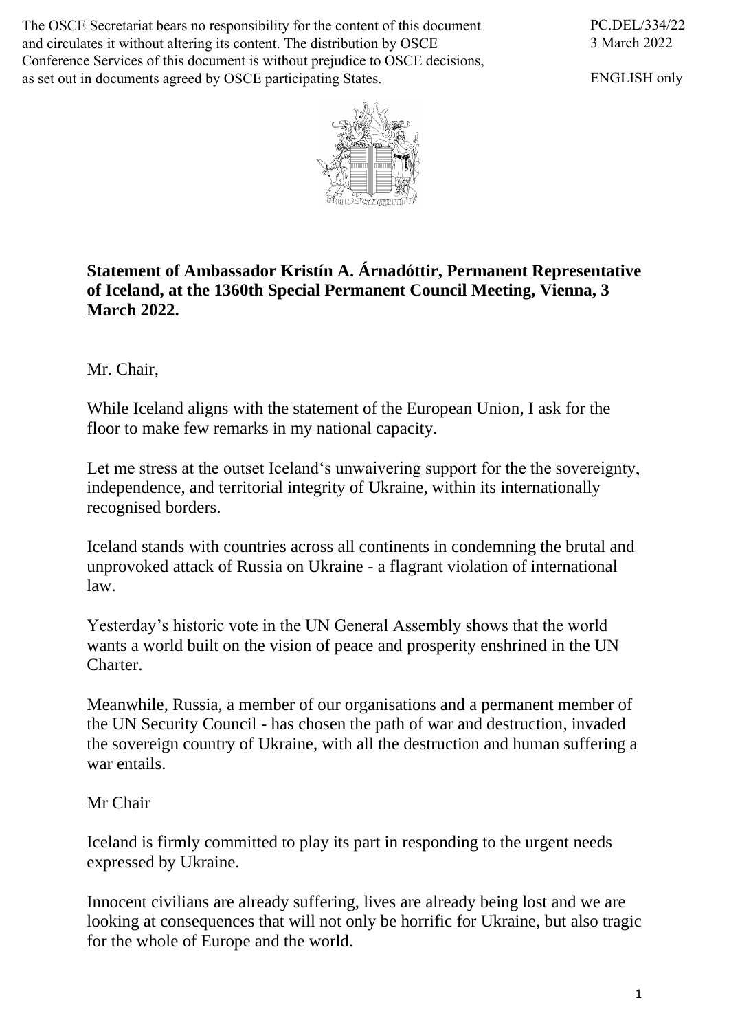The OSCE Secretariat bears no responsibility for the content of this document and circulates it without altering its content. The distribution by OSCE Conference Services of this document is without prejudice to OSCE decisions, as set out in documents agreed by OSCE participating States.

PC.DEL/334/22
3 March 2022

ENGLISH only

**Statement of Ambassador Kristín A. Árnadóttir, Permanent Representative of Iceland, at the 1360th Special Permanent Council Meeting, Vienna, 3 March 2022.**

Mr. Chair,

While Iceland aligns with the statement of the European Union, I ask for the floor to make few remarks in my national capacity.

Let me stress at the outset Iceland‘s unwaivering support for the the sovereignty, independence, and territorial integrity of Ukraine, within its internationally recognised borders.

Iceland stands with countries across all continents in condemning the brutal and unprovoked attack of Russia on Ukraine - a flagrant violation of international law.

Yesterday’s historic vote in the UN General Assembly shows that the world wants a world built on the vision of peace and prosperity enshrined in the UN Charter.

Meanwhile, Russia, a member of our organisations and a permanent member of the UN Security Council - has chosen the path of war and destruction, invaded the sovereign country of Ukraine, with all the destruction and human suffering a war entails.

Mr Chair

Iceland is firmly committed to play its part in responding to the urgent needs expressed by Ukraine.

Innocent civilians are already suffering, lives are already being lost and we are looking at consequences that will not only be horrific for Ukraine, but also tragic for the whole of Europe and the world.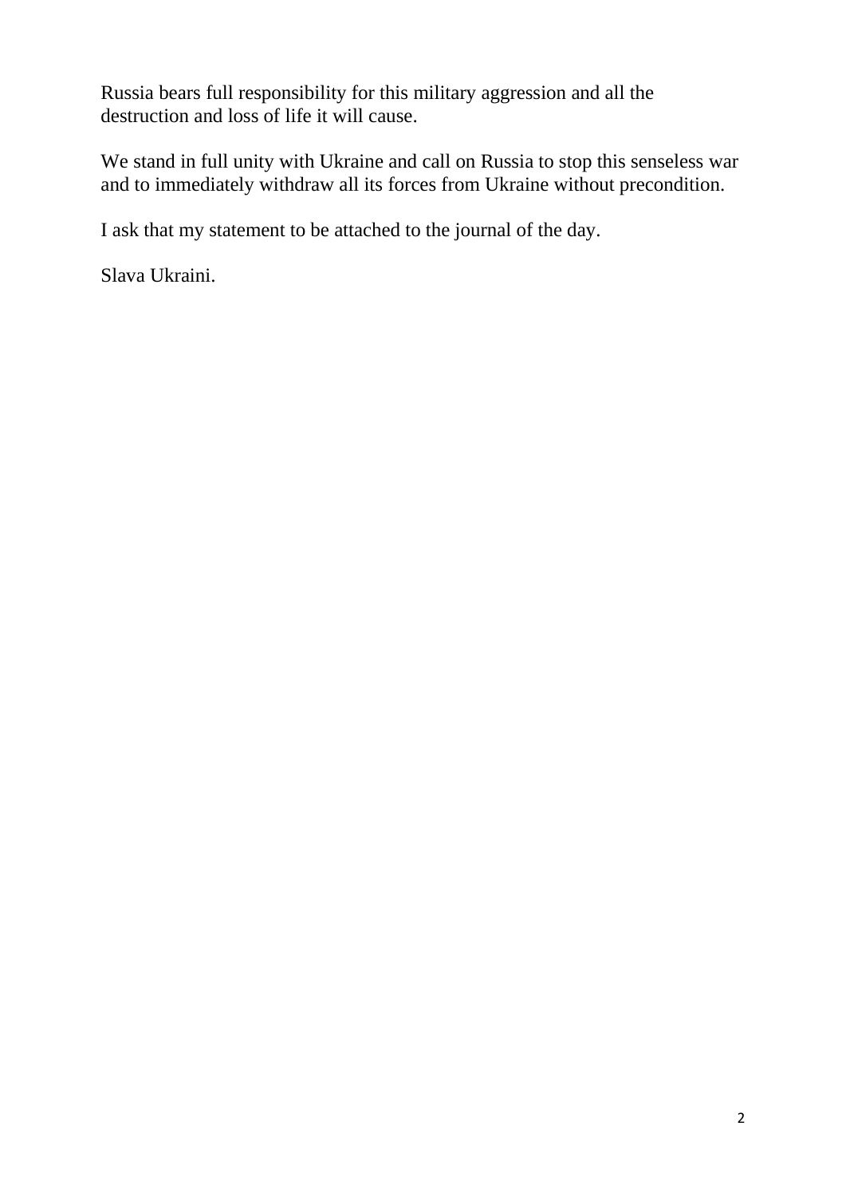Russia bears full responsibility for this military aggression and all the destruction and loss of life it will cause.

We stand in full unity with Ukraine and call on Russia to stop this senseless war and to immediately withdraw all its forces from Ukraine without precondition.

I ask that my statement to be attached to the journal of the day.

Slava Ukraini.